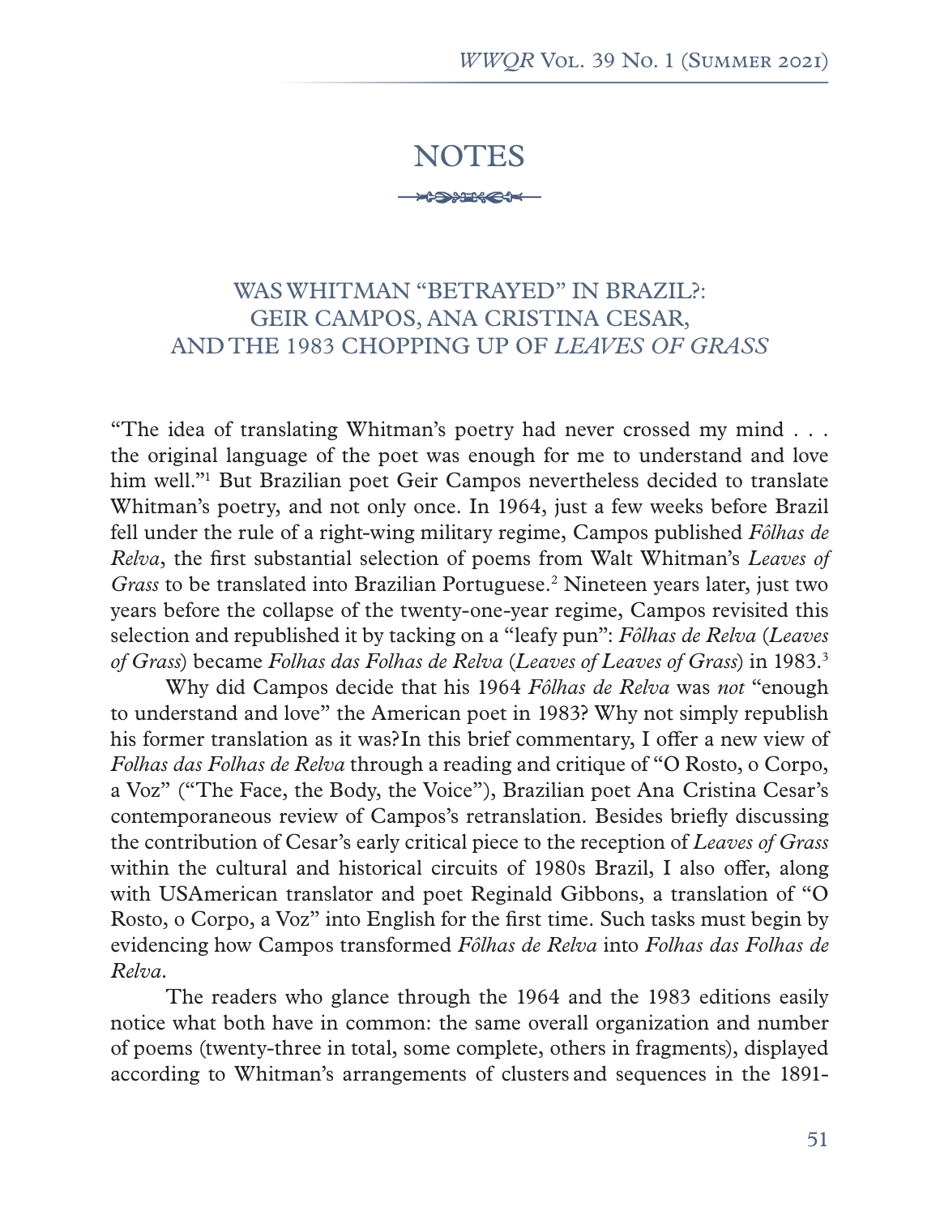# NOTES

## WAS WHITMAN "BETRAYED" IN BRAZIL?: GEIR CAMPOS, ANA CRISTINA CESAR, AND THE 1983 CHOPPING UP OF *LEAVES OF GRASS*

"The idea of translating Whitman's poetry had never crossed my mind . . . the original language of the poet was enough for me to understand and love him well."[1] But Brazilian poet Geir Campos nevertheless decided to translate Whitman's poetry, and not only once. In 1964, just a few weeks before Brazil fell under the rule of a right-wing military regime, Campos published *Fôlhas de Relva*, the first substantial selection of poems from Walt Whitman's *Leaves of Grass* to be translated into Brazilian Portuguese.[2] Nineteen years later, just two years before the collapse of the twenty-one-year regime, Campos revisited this selection and republished it by tacking on a "leafy pun": *Fôlhas de Relva* (*Leaves of Grass*) became *Folhas das Folhas de Relva* (*Leaves of Leaves of Grass*) in 1983.[3]

Why did Campos decide that his 1964 *Fôlhas de Relva* was *not* "enough to understand and love" the American poet in 1983? Why not simply republish his former translation as it was?In this brief commentary, I offer a new view of *Folhas das Folhas de Relva* through a reading and critique of "O Rosto, o Corpo, a Voz" ("The Face, the Body, the Voice"), Brazilian poet Ana Cristina Cesar's contemporaneous review of Campos's retranslation. Besides briefly discussing the contribution of Cesar's early critical piece to the reception of *Leaves of Grass* within the cultural and historical circuits of 1980s Brazil, I also offer, along with USAmerican translator and poet Reginald Gibbons, a translation of "O Rosto, o Corpo, a Voz" into English for the first time. Such tasks must begin by evidencing how Campos transformed *Fôlhas de Relva* into *Folhas das Folhas de Relva*.

The readers who glance through the 1964 and the 1983 editions easily notice what both have in common: the same overall organization and number of poems (twenty-three in total, some complete, others in fragments), displayed according to Whitman's arrangements of clusters and sequences in the 1891-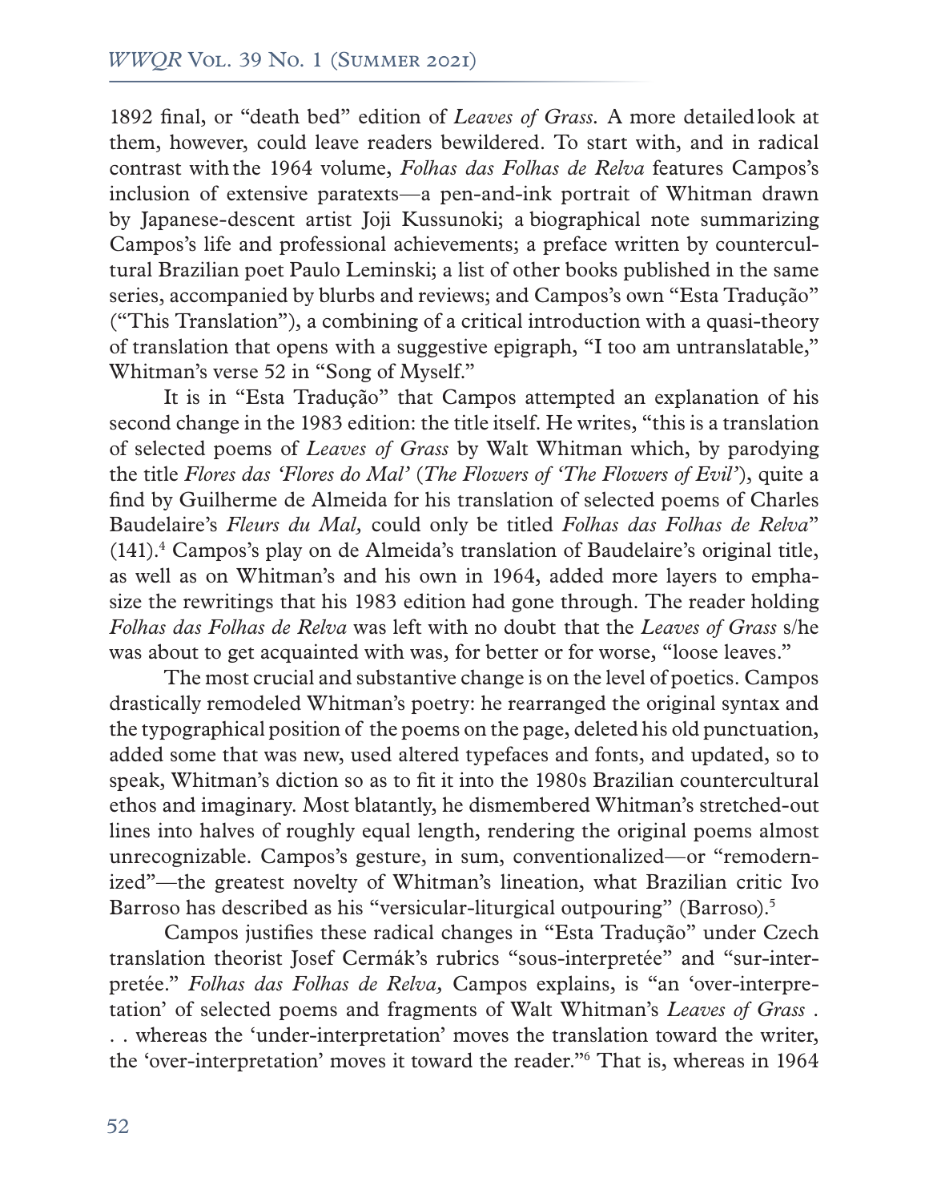1892 final, or "death bed" edition of *Leaves of Grass*. A more detailed look at them, however, could leave readers bewildered. To start with, and in radical contrast with the 1964 volume, *Folhas das Folhas de Relva* features Campos's inclusion of extensive paratexts—a pen-and-ink portrait of Whitman drawn by Japanese-descent artist Joji Kussunoki; a biographical note summarizing Campos's life and professional achievements; a preface written by countercultural Brazilian poet Paulo Leminski; a list of other books published in the same series, accompanied by blurbs and reviews; and Campos's own "Esta Tradução" ("This Translation"), a combining of a critical introduction with a quasi-theory of translation that opens with a suggestive epigraph, "I too am untranslatable," Whitman's verse 52 in "Song of Myself."

It is in "Esta Tradução" that Campos attempted an explanation of his second change in the 1983 edition: the title itself. He writes, "this is a translation of selected poems of *Leaves of Grass* by Walt Whitman which, by parodying the title *Flores das 'Flores do Mal'* (*The Flowers of 'The Flowers of Evil'*), quite a find by Guilherme de Almeida for his translation of selected poems of Charles Baudelaire's *Fleurs du Mal,* could only be titled *Folhas das Folhas de Relva*" (141).[4] Campos's play on de Almeida's translation of Baudelaire's original title, as well as on Whitman's and his own in 1964, added more layers to emphasize the rewritings that his 1983 edition had gone through. The reader holding *Folhas das Folhas de Relva* was left with no doubt that the *Leaves of Grass* s/he was about to get acquainted with was, for better or for worse, "loose leaves."

The most crucial and substantive change is on the level of poetics. Campos drastically remodeled Whitman's poetry: he rearranged the original syntax and the typographical position of the poems on the page, deleted his old punctuation, added some that was new, used altered typefaces and fonts, and updated, so to speak, Whitman's diction so as to fit it into the 1980s Brazilian countercultural ethos and imaginary. Most blatantly, he dismembered Whitman's stretched-out lines into halves of roughly equal length, rendering the original poems almost unrecognizable. Campos's gesture, in sum, conventionalized—or "remodernized"—the greatest novelty of Whitman's lineation, what Brazilian critic Ivo Barroso has described as his "versicular-liturgical outpouring" (Barroso).[5]

Campos justifies these radical changes in "Esta Tradução" under Czech translation theorist Josef Cermák's rubrics "sous-interpretée" and "sur-interpretée." *Folhas das Folhas de Relva,* Campos explains, is "an 'over-interpretation' of selected poems and fragments of Walt Whitman's *Leaves of Grass* . . . whereas the 'under-interpretation' moves the translation toward the writer, the 'over-interpretation' moves it toward the reader."[6] That is, whereas in 1964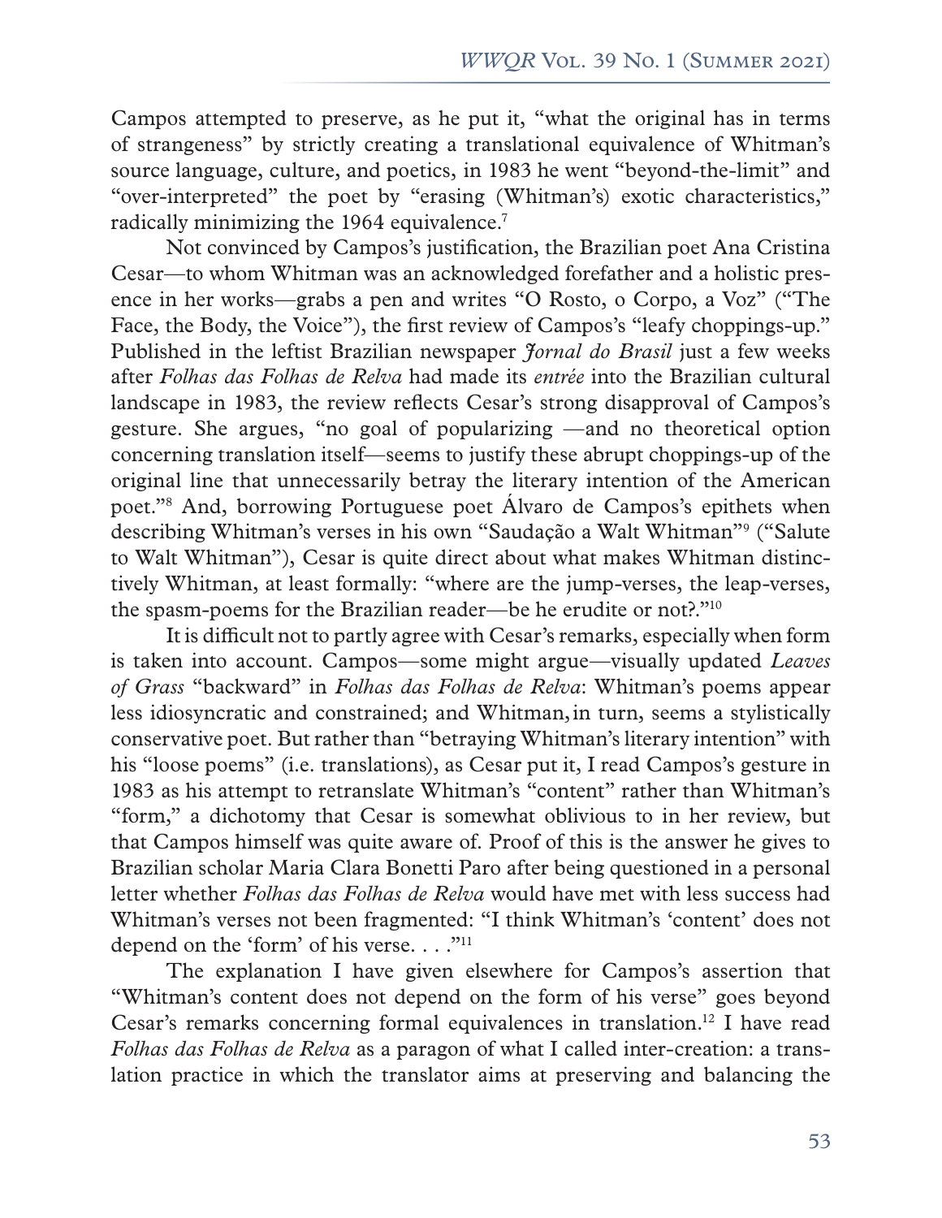Campos attempted to preserve, as he put it, "what the original has in terms of strangeness" by strictly creating a translational equivalence of Whitman's source language, culture, and poetics, in 1983 he went "beyond-the-limit" and "over-interpreted" the poet by "erasing (Whitman's) exotic characteristics," radically minimizing the 1964 equivalence.[7]

Not convinced by Campos's justification, the Brazilian poet Ana Cristina Cesar—to whom Whitman was an acknowledged forefather and a holistic presence in her works—grabs a pen and writes "O Rosto, o Corpo, a Voz" ("The Face, the Body, the Voice"), the first review of Campos's "leafy choppings-up." Published in the leftist Brazilian newspaper *Jornal do Brasil* just a few weeks after *Folhas das Folhas de Relva* had made its *entrée* into the Brazilian cultural landscape in 1983, the review reflects Cesar's strong disapproval of Campos's gesture. She argues, "no goal of popularizing —and no theoretical option concerning translation itself—seems to justify these abrupt choppings-up of the original line that unnecessarily betray the literary intention of the American poet."[8] And, borrowing Portuguese poet Álvaro de Campos's epithets when describing Whitman's verses in his own "Saudação a Walt Whitman"[9] ("Salute to Walt Whitman"), Cesar is quite direct about what makes Whitman distinctively Whitman, at least formally: "where are the jump-verses, the leap-verses, the spasm-poems for the Brazilian reader—be he erudite or not?."[10]

It is difficult not to partly agree with Cesar's remarks, especially when form is taken into account. Campos—some might argue—visually updated *Leaves of Grass* "backward" in *Folhas das Folhas de Relva*: Whitman's poems appear less idiosyncratic and constrained; and Whitman, in turn, seems a stylistically conservative poet. But rather than "betraying Whitman's literary intention" with his "loose poems" (i.e. translations), as Cesar put it, I read Campos's gesture in 1983 as his attempt to retranslate Whitman's "content" rather than Whitman's "form," a dichotomy that Cesar is somewhat oblivious to in her review, but that Campos himself was quite aware of. Proof of this is the answer he gives to Brazilian scholar Maria Clara Bonetti Paro after being questioned in a personal letter whether *Folhas das Folhas de Relva* would have met with less success had Whitman's verses not been fragmented: "I think Whitman's 'content' does not depend on the 'form' of his verse. . . ."[11]

The explanation I have given elsewhere for Campos's assertion that "Whitman's content does not depend on the form of his verse" goes beyond Cesar's remarks concerning formal equivalences in translation.[12] I have read *Folhas das Folhas de Relva* as a paragon of what I called inter-creation: a translation practice in which the translator aims at preserving and balancing the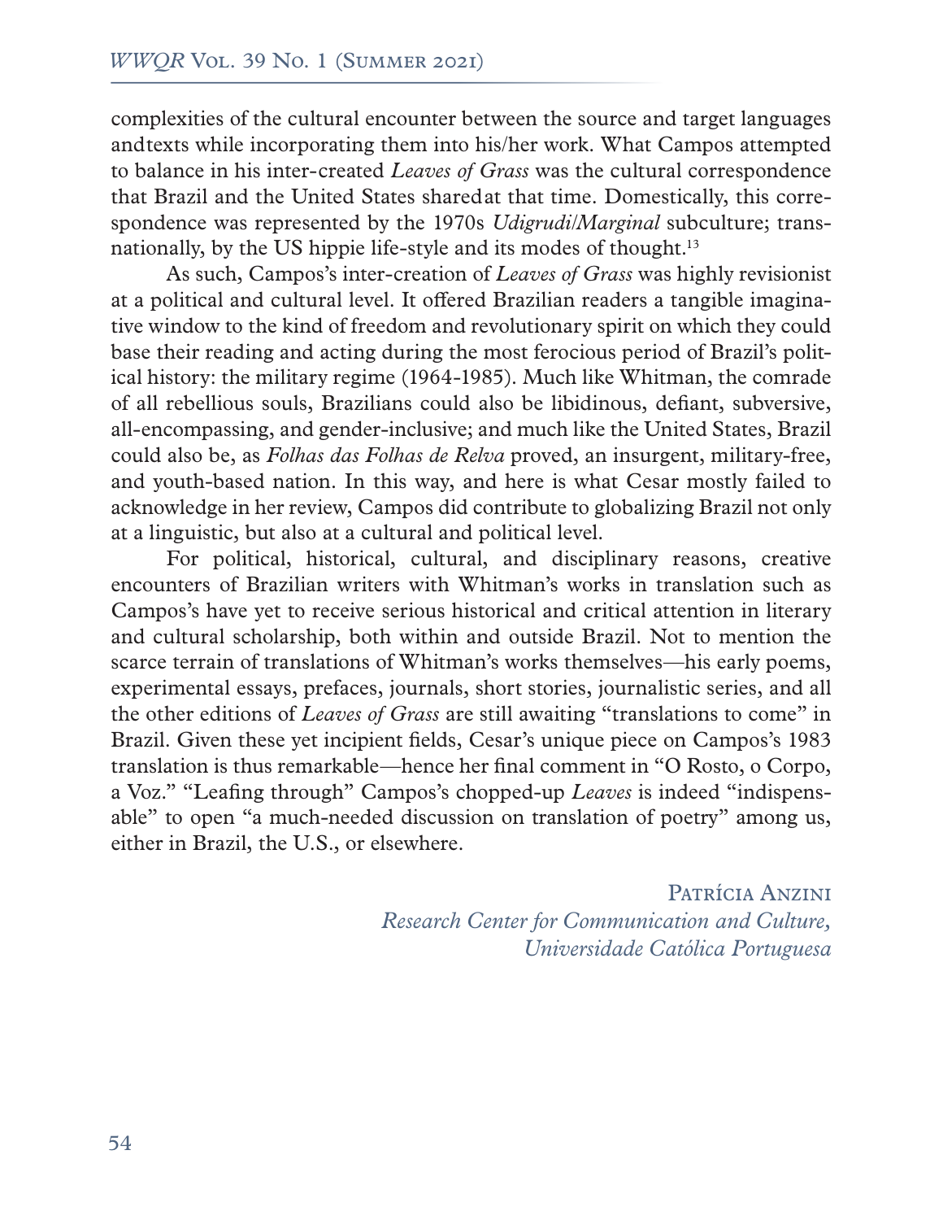complexities of the cultural encounter between the source and target languages andtexts while incorporating them into his/her work. What Campos attempted to balance in his inter-created *Leaves of Grass* was the cultural correspondence that Brazil and the United States sharedat that time. Domestically, this correspondence was represented by the 1970s *Udigrudi/Marginal* subculture; transnationally, by the US hippie life-style and its modes of thought.[13]

As such, Campos's inter-creation of *Leaves of Grass* was highly revisionist at a political and cultural level. It offered Brazilian readers a tangible imaginative window to the kind of freedom and revolutionary spirit on which they could base their reading and acting during the most ferocious period of Brazil's political history: the military regime (1964-1985). Much like Whitman, the comrade of all rebellious souls, Brazilians could also be libidinous, defiant, subversive, all-encompassing, and gender-inclusive; and much like the United States, Brazil could also be, as *Folhas das Folhas de Relva* proved, an insurgent, military-free, and youth-based nation. In this way, and here is what Cesar mostly failed to acknowledge in her review, Campos did contribute to globalizing Brazil not only at a linguistic, but also at a cultural and political level.

For political, historical, cultural, and disciplinary reasons, creative encounters of Brazilian writers with Whitman's works in translation such as Campos's have yet to receive serious historical and critical attention in literary and cultural scholarship, both within and outside Brazil. Not to mention the scarce terrain of translations of Whitman's works themselves—his early poems, experimental essays, prefaces, journals, short stories, journalistic series, and all the other editions of *Leaves of Grass* are still awaiting "translations to come" in Brazil. Given these yet incipient fields, Cesar's unique piece on Campos's 1983 translation is thus remarkable—hence her final comment in "O Rosto, o Corpo, a Voz." "Leafing through" Campos's chopped-up *Leaves* is indeed "indispensable" to open "a much-needed discussion on translation of poetry" among us, either in Brazil, the U.S., or elsewhere.

Patrícia Anzini
*Research Center for Communication and Culture,*
*Universidade Católica Portuguesa*